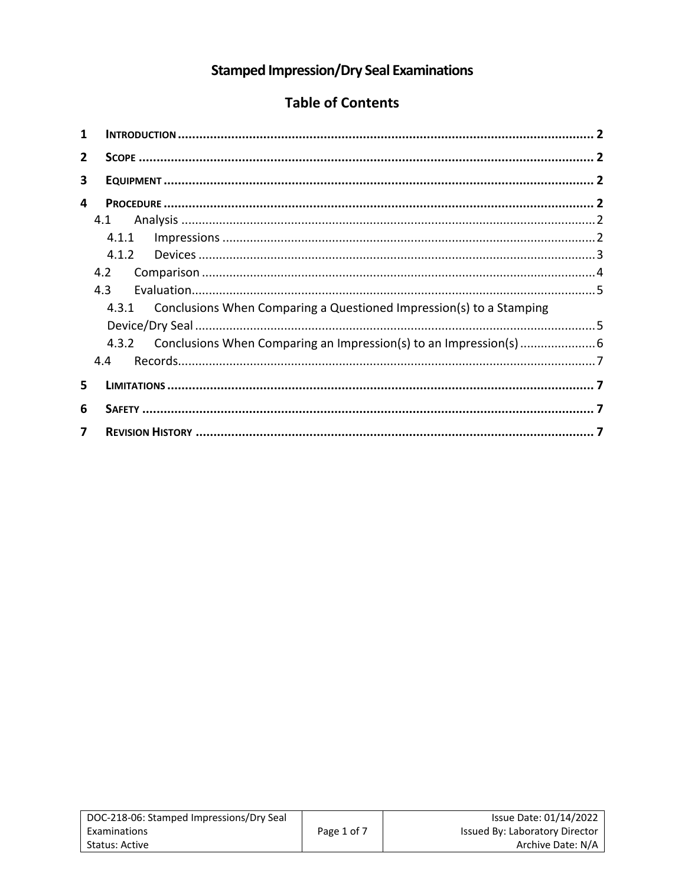# Stamped Impression/Dry Seal Examinations

## Table of Contents

1 INTRODUCTION ... 2

2 SCOPE ... 2

3 EQUIPMENT ... 2

4 PROCEDURE ... 2

- 4.1 Analysis ... 2
  - 4.1.1 Impressions ... 2
  - 4.1.2 Devices ... 3
- 4.2 Comparison ... 4
- 4.3 Evaluation ... 5
  - 4.3.1 Conclusions When Comparing a Questioned Impression(s) to a Stamping Device/Dry Seal ... 5
  - 4.3.2 Conclusions When Comparing an Impression(s) to an Impression(s) ... 6
- 4.4 Records ... 7

5 LIMITATIONS ... 7

6 SAFETY ... 7

7 REVISION HISTORY ... 7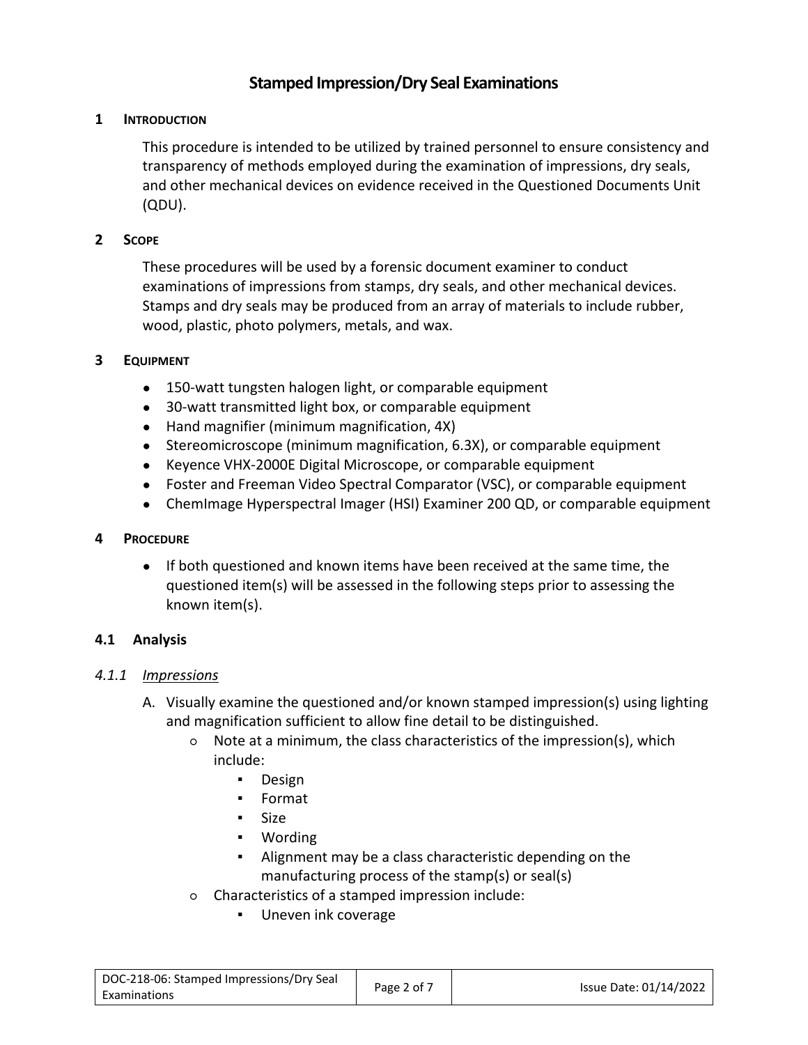# Stamped Impression/Dry Seal Examinations

## 1 Introduction

This procedure is intended to be utilized by trained personnel to ensure consistency and transparency of methods employed during the examination of impressions, dry seals, and other mechanical devices on evidence received in the Questioned Documents Unit (QDU).

## 2 Scope

These procedures will be used by a forensic document examiner to conduct examinations of impressions from stamps, dry seals, and other mechanical devices. Stamps and dry seals may be produced from an array of materials to include rubber, wood, plastic, photo polymers, metals, and wax.

## 3 Equipment

- 150-watt tungsten halogen light, or comparable equipment
- 30-watt transmitted light box, or comparable equipment
- Hand magnifier (minimum magnification, 4X)
- Stereomicroscope (minimum magnification, 6.3X), or comparable equipment
- Keyence VHX-2000E Digital Microscope, or comparable equipment
- Foster and Freeman Video Spectral Comparator (VSC), or comparable equipment
- ChemImage Hyperspectral Imager (HSI) Examiner 200 QD, or comparable equipment

## 4 Procedure

- If both questioned and known items have been received at the same time, the questioned item(s) will be assessed in the following steps prior to assessing the known item(s).

### 4.1 Analysis

#### 4.1.1 *Impressions*

A. Visually examine the questioned and/or known stamped impression(s) using lighting and magnification sufficient to allow fine detail to be distinguished.
   - Note at a minimum, the class characteristics of the impression(s), which include:
     - Design
     - Format
     - Size
     - Wording
     - Alignment may be a class characteristic depending on the manufacturing process of the stamp(s) or seal(s)
   - Characteristics of a stamped impression include:
     - Uneven ink coverage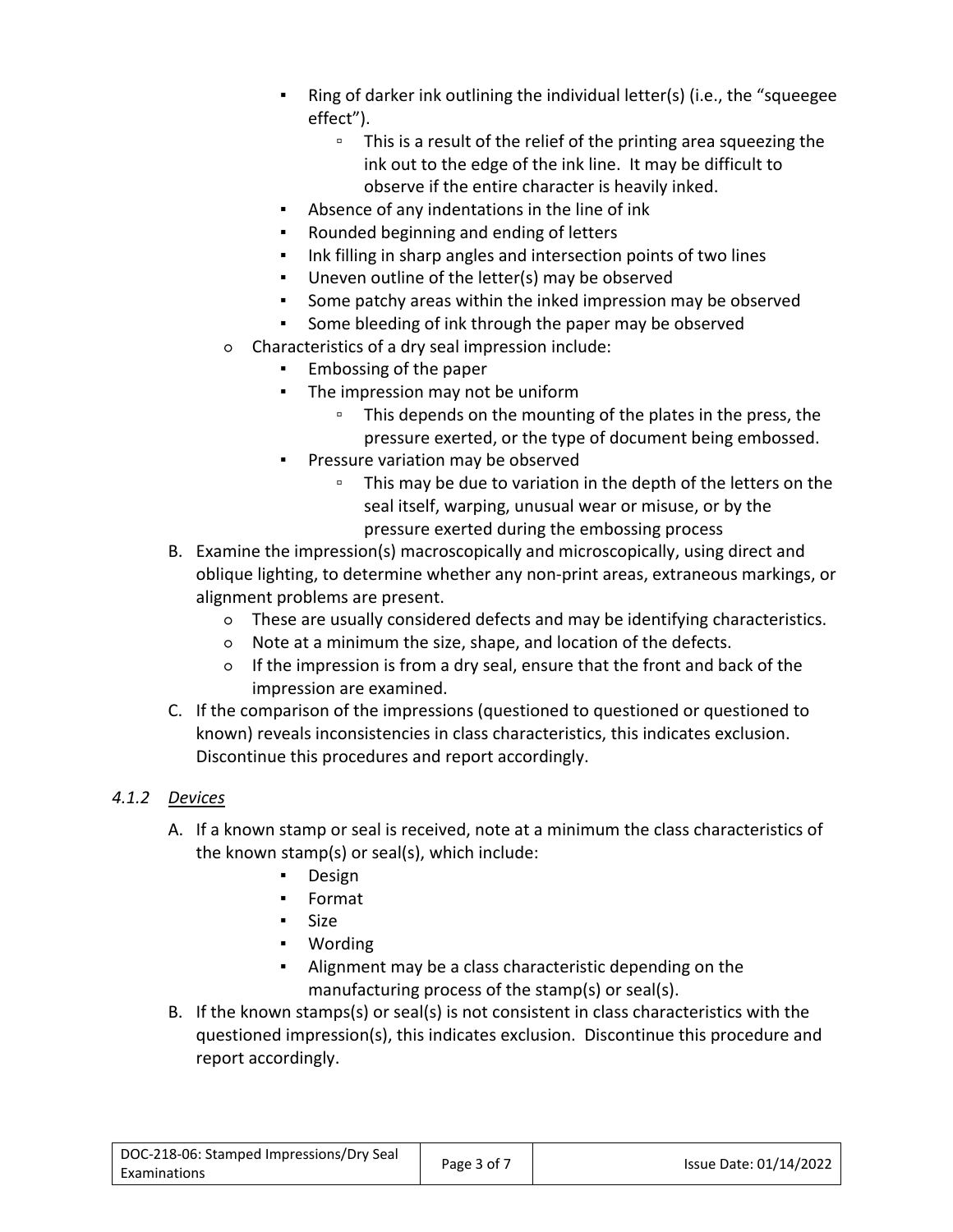- Ring of darker ink outlining the individual letter(s) (i.e., the "squeegee effect").
            - This is a result of the relief of the printing area squeezing the ink out to the edge of the ink line. It may be difficult to observe if the entire character is heavily inked.
        - Absence of any indentations in the line of ink
        - Rounded beginning and ending of letters
        - Ink filling in sharp angles and intersection points of two lines
        - Uneven outline of the letter(s) may be observed
        - Some patchy areas within the inked impression may be observed
        - Some bleeding of ink through the paper may be observed
    - Characteristics of a dry seal impression include:
        - Embossing of the paper
        - The impression may not be uniform
            - This depends on the mounting of the plates in the press, the pressure exerted, or the type of document being embossed.
        - Pressure variation may be observed
            - This may be due to variation in the depth of the letters on the seal itself, warping, unusual wear or misuse, or by the pressure exerted during the embossing process

B. Examine the impression(s) macroscopically and microscopically, using direct and oblique lighting, to determine whether any non-print areas, extraneous markings, or alignment problems are present.
    - These are usually considered defects and may be identifying characteristics.
    - Note at a minimum the size, shape, and location of the defects.
    - If the impression is from a dry seal, ensure that the front and back of the impression are examined.

C. If the comparison of the impressions (questioned to questioned or questioned to known) reveals inconsistencies in class characteristics, this indicates exclusion. Discontinue this procedures and report accordingly.

### *4.1.2 Devices*

A. If a known stamp or seal is received, note at a minimum the class characteristics of the known stamp(s) or seal(s), which include:
    - Design
    - Format
    - Size
    - Wording
    - Alignment may be a class characteristic depending on the manufacturing process of the stamp(s) or seal(s).

B. If the known stamps(s) or seal(s) is not consistent in class characteristics with the questioned impression(s), this indicates exclusion. Discontinue this procedure and report accordingly.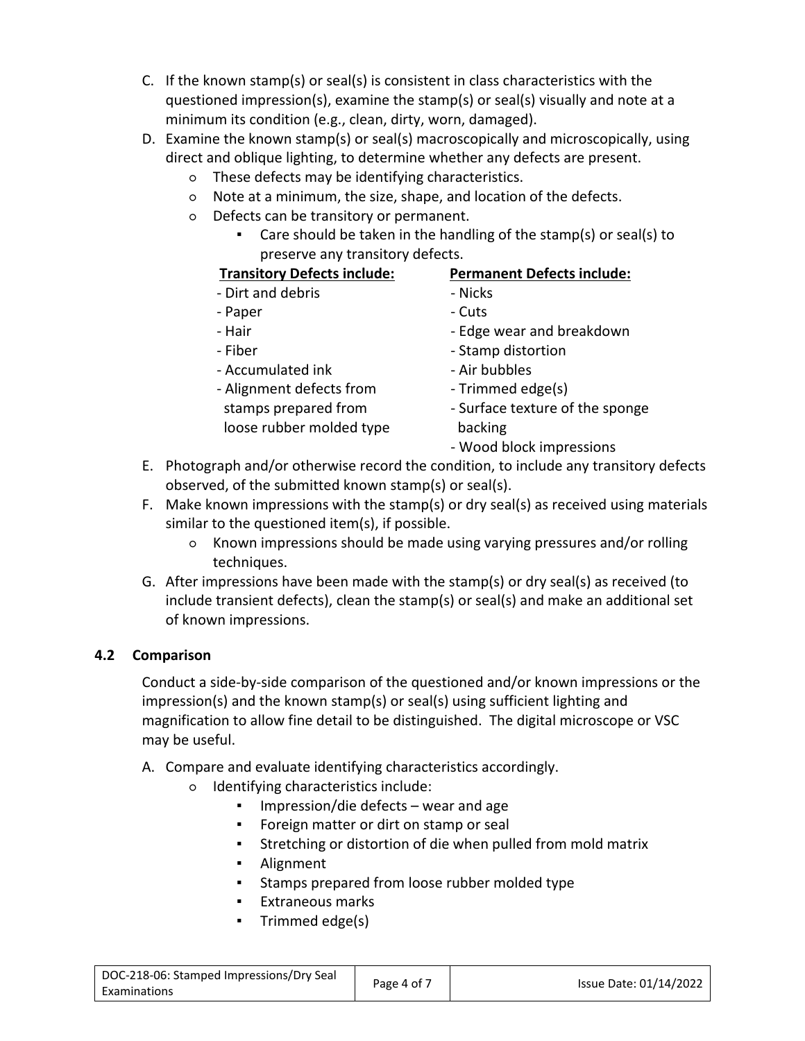C. If the known stamp(s) or seal(s) is consistent in class characteristics with the questioned impression(s), examine the stamp(s) or seal(s) visually and note at a minimum its condition (e.g., clean, dirty, worn, damaged).

D. Examine the known stamp(s) or seal(s) macroscopically and microscopically, using direct and oblique lighting, to determine whether any defects are present.
   - These defects may be identifying characteristics.
   - Note at a minimum, the size, shape, and location of the defects.
   - Defects can be transitory or permanent.
     - Care should be taken in the handling of the stamp(s) or seal(s) to preserve any transitory defects.

| **Transitory Defects include:** | **Permanent Defects include:** |
|---|---|
| - Dirt and debris | - Nicks |
| - Paper | - Cuts |
| - Hair | - Edge wear and breakdown |
| - Fiber | - Stamp distortion |
| - Accumulated ink | - Air bubbles |
| - Alignment defects from stamps prepared from loose rubber molded type | - Trimmed edge(s) |
| | - Surface texture of the sponge backing |
| | - Wood block impressions |

E. Photograph and/or otherwise record the condition, to include any transitory defects observed, of the submitted known stamp(s) or seal(s).

F. Make known impressions with the stamp(s) or dry seal(s) as received using materials similar to the questioned item(s), if possible.
   - Known impressions should be made using varying pressures and/or rolling techniques.

G. After impressions have been made with the stamp(s) or dry seal(s) as received (to include transient defects), clean the stamp(s) or seal(s) and make an additional set of known impressions.

## 4.2 Comparison

Conduct a side-by-side comparison of the questioned and/or known impressions or the impression(s) and the known stamp(s) or seal(s) using sufficient lighting and magnification to allow fine detail to be distinguished. The digital microscope or VSC may be useful.

A. Compare and evaluate identifying characteristics accordingly.
   - Identifying characteristics include:
     - Impression/die defects – wear and age
     - Foreign matter or dirt on stamp or seal
     - Stretching or distortion of die when pulled from mold matrix
     - Alignment
     - Stamps prepared from loose rubber molded type
     - Extraneous marks
     - Trimmed edge(s)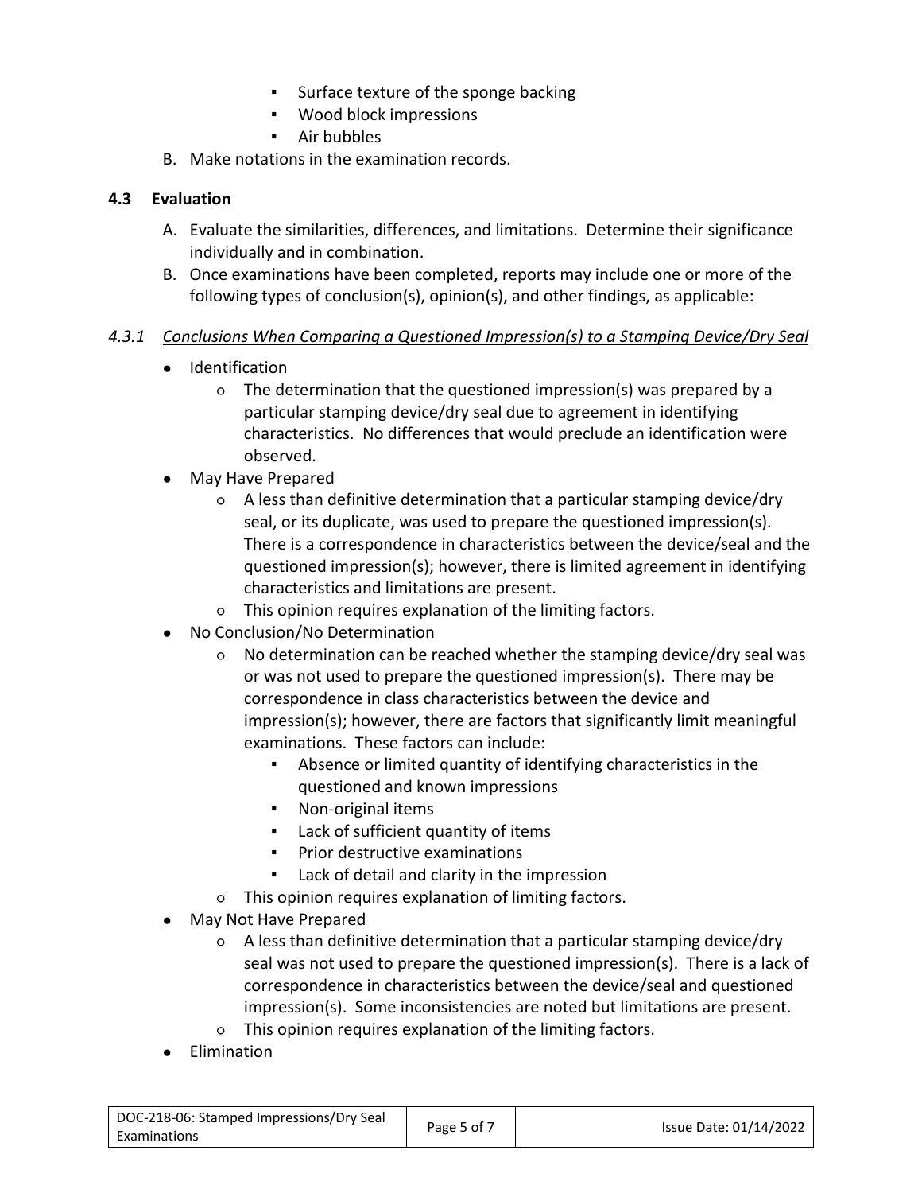- Surface texture of the sponge backing
- Wood block impressions
- Air bubbles

B. Make notations in the examination records.

### 4.3 Evaluation

A. Evaluate the similarities, differences, and limitations. Determine their significance individually and in combination.

B. Once examinations have been completed, reports may include one or more of the following types of conclusion(s), opinion(s), and other findings, as applicable:

#### *4.3.1 <u>Conclusions When Comparing a Questioned Impression(s) to a Stamping Device/Dry Seal</u>*

- Identification
  - The determination that the questioned impression(s) was prepared by a particular stamping device/dry seal due to agreement in identifying characteristics. No differences that would preclude an identification were observed.
- May Have Prepared
  - A less than definitive determination that a particular stamping device/dry seal, or its duplicate, was used to prepare the questioned impression(s). There is a correspondence in characteristics between the device/seal and the questioned impression(s); however, there is limited agreement in identifying characteristics and limitations are present.
  - This opinion requires explanation of the limiting factors.
- No Conclusion/No Determination
  - No determination can be reached whether the stamping device/dry seal was or was not used to prepare the questioned impression(s). There may be correspondence in class characteristics between the device and impression(s); however, there are factors that significantly limit meaningful examinations. These factors can include:
    - Absence or limited quantity of identifying characteristics in the questioned and known impressions
    - Non-original items
    - Lack of sufficient quantity of items
    - Prior destructive examinations
    - Lack of detail and clarity in the impression
  - This opinion requires explanation of limiting factors.
- May Not Have Prepared
  - A less than definitive determination that a particular stamping device/dry seal was not used to prepare the questioned impression(s). There is a lack of correspondence in characteristics between the device/seal and questioned impression(s). Some inconsistencies are noted but limitations are present.
  - This opinion requires explanation of the limiting factors.
- Elimination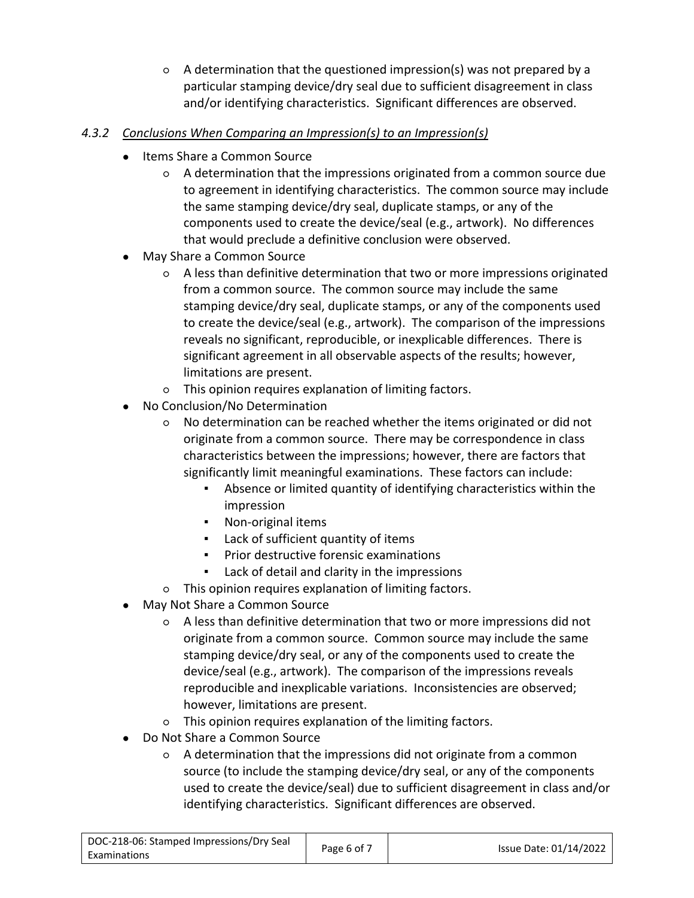- A determination that the questioned impression(s) was not prepared by a particular stamping device/dry seal due to sufficient disagreement in class and/or identifying characteristics. Significant differences are observed.

### *4.3.2 Conclusions When Comparing an Impression(s) to an Impression(s)*

- Items Share a Common Source
  - A determination that the impressions originated from a common source due to agreement in identifying characteristics. The common source may include the same stamping device/dry seal, duplicate stamps, or any of the components used to create the device/seal (e.g., artwork). No differences that would preclude a definitive conclusion were observed.
- May Share a Common Source
  - A less than definitive determination that two or more impressions originated from a common source. The common source may include the same stamping device/dry seal, duplicate stamps, or any of the components used to create the device/seal (e.g., artwork). The comparison of the impressions reveals no significant, reproducible, or inexplicable differences. There is significant agreement in all observable aspects of the results; however, limitations are present.
  - This opinion requires explanation of limiting factors.
- No Conclusion/No Determination
  - No determination can be reached whether the items originated or did not originate from a common source. There may be correspondence in class characteristics between the impressions; however, there are factors that significantly limit meaningful examinations. These factors can include:
    - Absence or limited quantity of identifying characteristics within the impression
    - Non-original items
    - Lack of sufficient quantity of items
    - Prior destructive forensic examinations
    - Lack of detail and clarity in the impressions
  - This opinion requires explanation of limiting factors.
- May Not Share a Common Source
  - A less than definitive determination that two or more impressions did not originate from a common source. Common source may include the same stamping device/dry seal, or any of the components used to create the device/seal (e.g., artwork). The comparison of the impressions reveals reproducible and inexplicable variations. Inconsistencies are observed; however, limitations are present.
  - This opinion requires explanation of the limiting factors.
- Do Not Share a Common Source
  - A determination that the impressions did not originate from a common source (to include the stamping device/dry seal, or any of the components used to create the device/seal) due to sufficient disagreement in class and/or identifying characteristics. Significant differences are observed.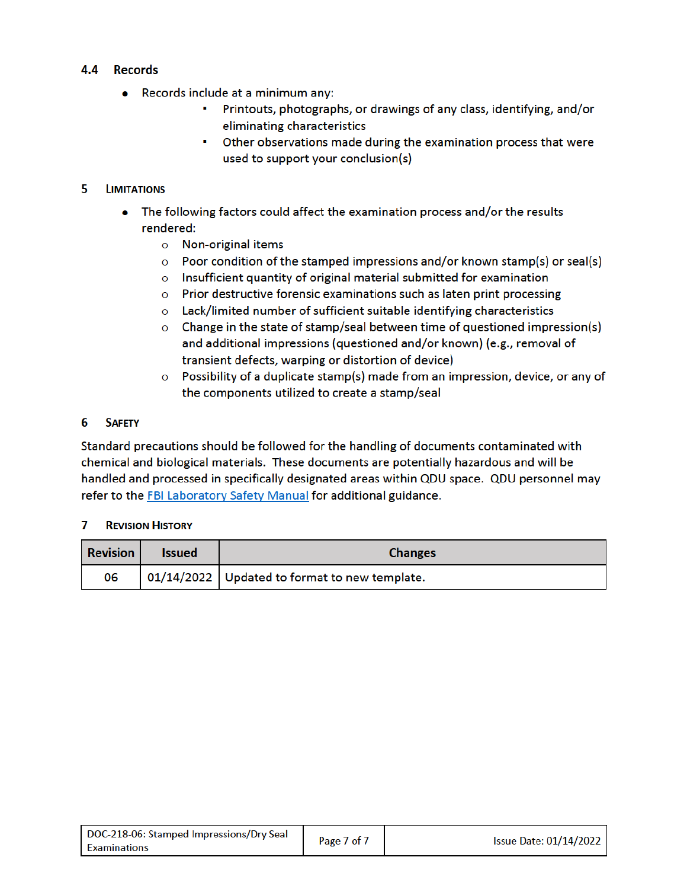### 4.4 Records

- Records include at a minimum any:
  - Printouts, photographs, or drawings of any class, identifying, and/or eliminating characteristics
  - Other observations made during the examination process that were used to support your conclusion(s)

## 5 LIMITATIONS

- The following factors could affect the examination process and/or the results rendered:
  - Non-original items
  - Poor condition of the stamped impressions and/or known stamp(s) or seal(s)
  - Insufficient quantity of original material submitted for examination
  - Prior destructive forensic examinations such as laten print processing
  - Lack/limited number of sufficient suitable identifying characteristics
  - Change in the state of stamp/seal between time of questioned impression(s) and additional impressions (questioned and/or known) (e.g., removal of transient defects, warping or distortion of device)
  - Possibility of a duplicate stamp(s) made from an impression, device, or any of the components utilized to create a stamp/seal

## 6 SAFETY

Standard precautions should be followed for the handling of documents contaminated with chemical and biological materials. These documents are potentially hazardous and will be handled and processed in specifically designated areas within QDU space. QDU personnel may refer to the FBI Laboratory Safety Manual for additional guidance.

## 7 REVISION HISTORY

| Revision | Issued | Changes |
|---|---|---|
| 06 | 01/14/2022 | Updated to format to new template. |